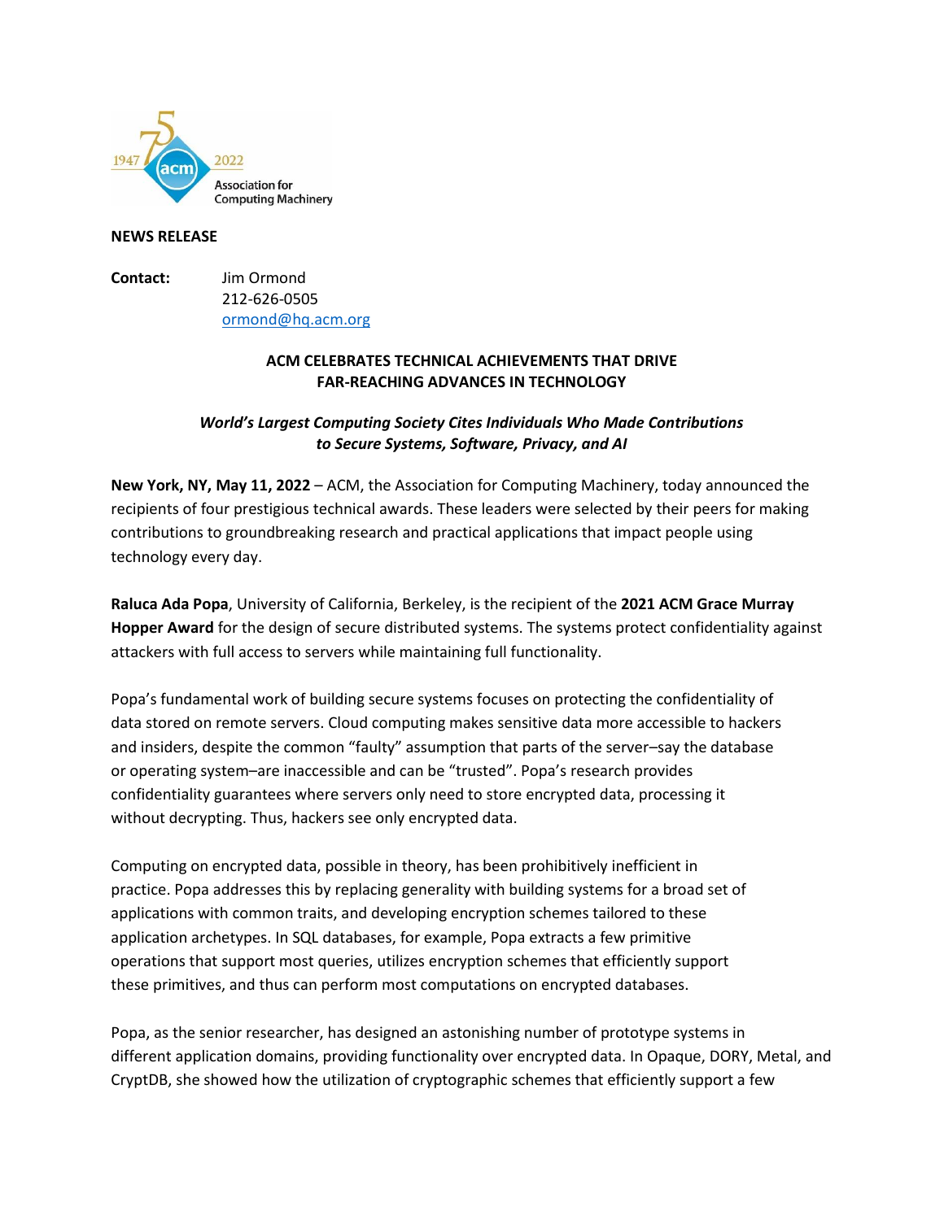**NEWS RELEASE**

**Contact:** Jim Ormond
212-626-0505
ormond@hq.acm.org

## ACM CELEBRATES TECHNICAL ACHIEVEMENTS THAT DRIVE FAR-REACHING ADVANCES IN TECHNOLOGY

***World's Largest Computing Society Cites Individuals Who Made Contributions to Secure Systems, Software, Privacy, and AI***

**New York, NY, May 11, 2022** – ACM, the Association for Computing Machinery, today announced the recipients of four prestigious technical awards. These leaders were selected by their peers for making contributions to groundbreaking research and practical applications that impact people using technology every day.

**Raluca Ada Popa**, University of California, Berkeley, is the recipient of the **2021 ACM Grace Murray Hopper Award** for the design of secure distributed systems. The systems protect confidentiality against attackers with full access to servers while maintaining full functionality.

Popa's fundamental work of building secure systems focuses on protecting the confidentiality of data stored on remote servers. Cloud computing makes sensitive data more accessible to hackers and insiders, despite the common "faulty" assumption that parts of the server–say the database or operating system–are inaccessible and can be "trusted". Popa's research provides confidentiality guarantees where servers only need to store encrypted data, processing it without decrypting. Thus, hackers see only encrypted data.

Computing on encrypted data, possible in theory, has been prohibitively inefficient in practice. Popa addresses this by replacing generality with building systems for a broad set of applications with common traits, and developing encryption schemes tailored to these application archetypes. In SQL databases, for example, Popa extracts a few primitive operations that support most queries, utilizes encryption schemes that efficiently support these primitives, and thus can perform most computations on encrypted databases.

Popa, as the senior researcher, has designed an astonishing number of prototype systems in different application domains, providing functionality over encrypted data. In Opaque, DORY, Metal, and CryptDB, she showed how the utilization of cryptographic schemes that efficiently support a few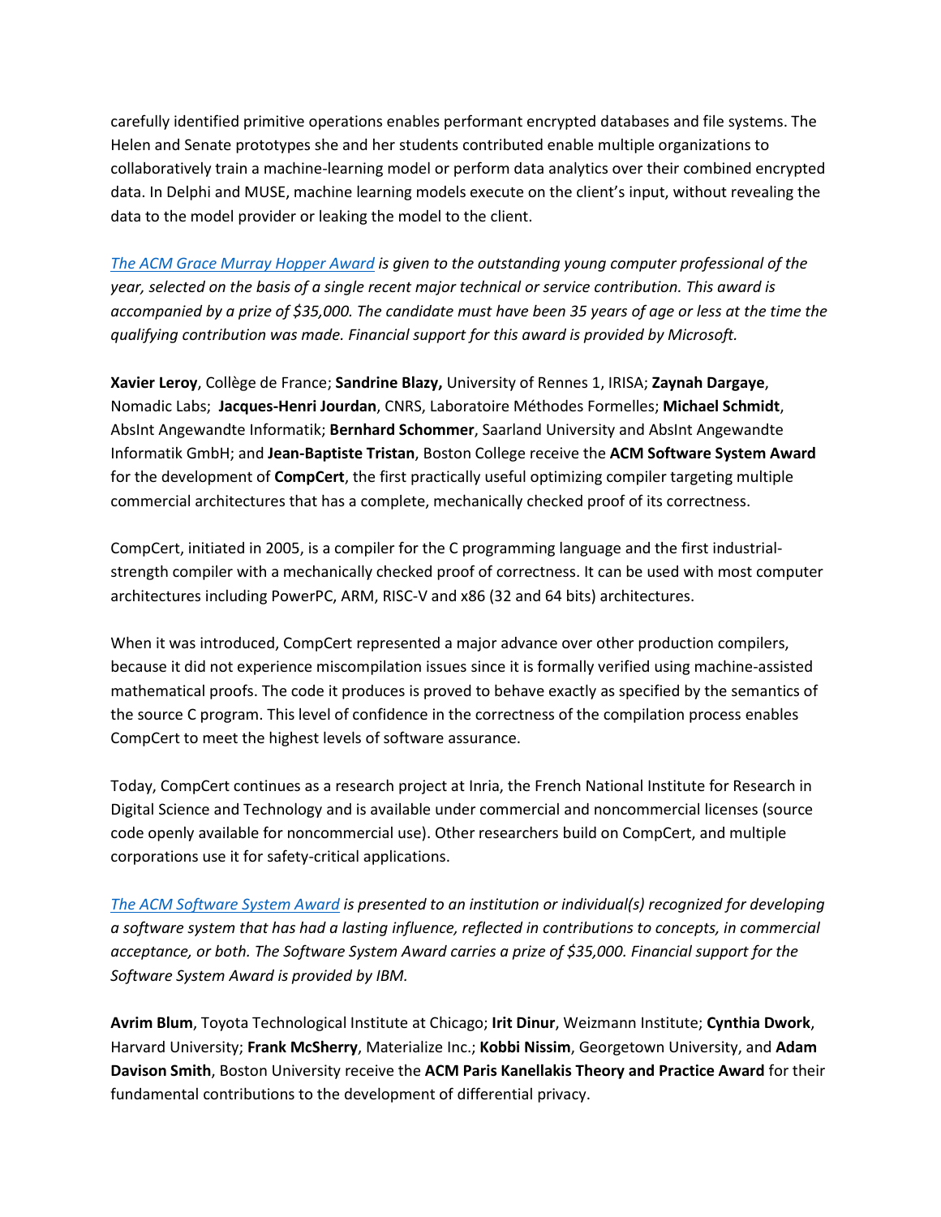carefully identified primitive operations enables performant encrypted databases and file systems. The Helen and Senate prototypes she and her students contributed enable multiple organizations to collaboratively train a machine-learning model or perform data analytics over their combined encrypted data. In Delphi and MUSE, machine learning models execute on the client's input, without revealing the data to the model provider or leaking the model to the client.

*The ACM Grace Murray Hopper Award is given to the outstanding young computer professional of the year, selected on the basis of a single recent major technical or service contribution. This award is accompanied by a prize of $35,000. The candidate must have been 35 years of age or less at the time the qualifying contribution was made. Financial support for this award is provided by Microsoft.*

**Xavier Leroy**, Collège de France; **Sandrine Blazy,** University of Rennes 1, IRISA; **Zaynah Dargaye**, Nomadic Labs; **Jacques-Henri Jourdan**, CNRS, Laboratoire Méthodes Formelles; **Michael Schmidt**, AbsInt Angewandte Informatik; **Bernhard Schommer**, Saarland University and AbsInt Angewandte Informatik GmbH; and **Jean-Baptiste Tristan**, Boston College receive the **ACM Software System Award** for the development of **CompCert**, the first practically useful optimizing compiler targeting multiple commercial architectures that has a complete, mechanically checked proof of its correctness.

CompCert, initiated in 2005, is a compiler for the C programming language and the first industrial-strength compiler with a mechanically checked proof of correctness. It can be used with most computer architectures including PowerPC, ARM, RISC-V and x86 (32 and 64 bits) architectures.

When it was introduced, CompCert represented a major advance over other production compilers, because it did not experience miscompilation issues since it is formally verified using machine-assisted mathematical proofs. The code it produces is proved to behave exactly as specified by the semantics of the source C program. This level of confidence in the correctness of the compilation process enables CompCert to meet the highest levels of software assurance.

Today, CompCert continues as a research project at Inria, the French National Institute for Research in Digital Science and Technology and is available under commercial and noncommercial licenses (source code openly available for noncommercial use). Other researchers build on CompCert, and multiple corporations use it for safety-critical applications.

*The ACM Software System Award is presented to an institution or individual(s) recognized for developing a software system that has had a lasting influence, reflected in contributions to concepts, in commercial acceptance, or both. The Software System Award carries a prize of $35,000. Financial support for the Software System Award is provided by IBM.*

**Avrim Blum**, Toyota Technological Institute at Chicago; **Irit Dinur**, Weizmann Institute; **Cynthia Dwork**, Harvard University; **Frank McSherry**, Materialize Inc.; **Kobbi Nissim**, Georgetown University, and **Adam Davison Smith**, Boston University receive the **ACM Paris Kanellakis Theory and Practice Award** for their fundamental contributions to the development of differential privacy.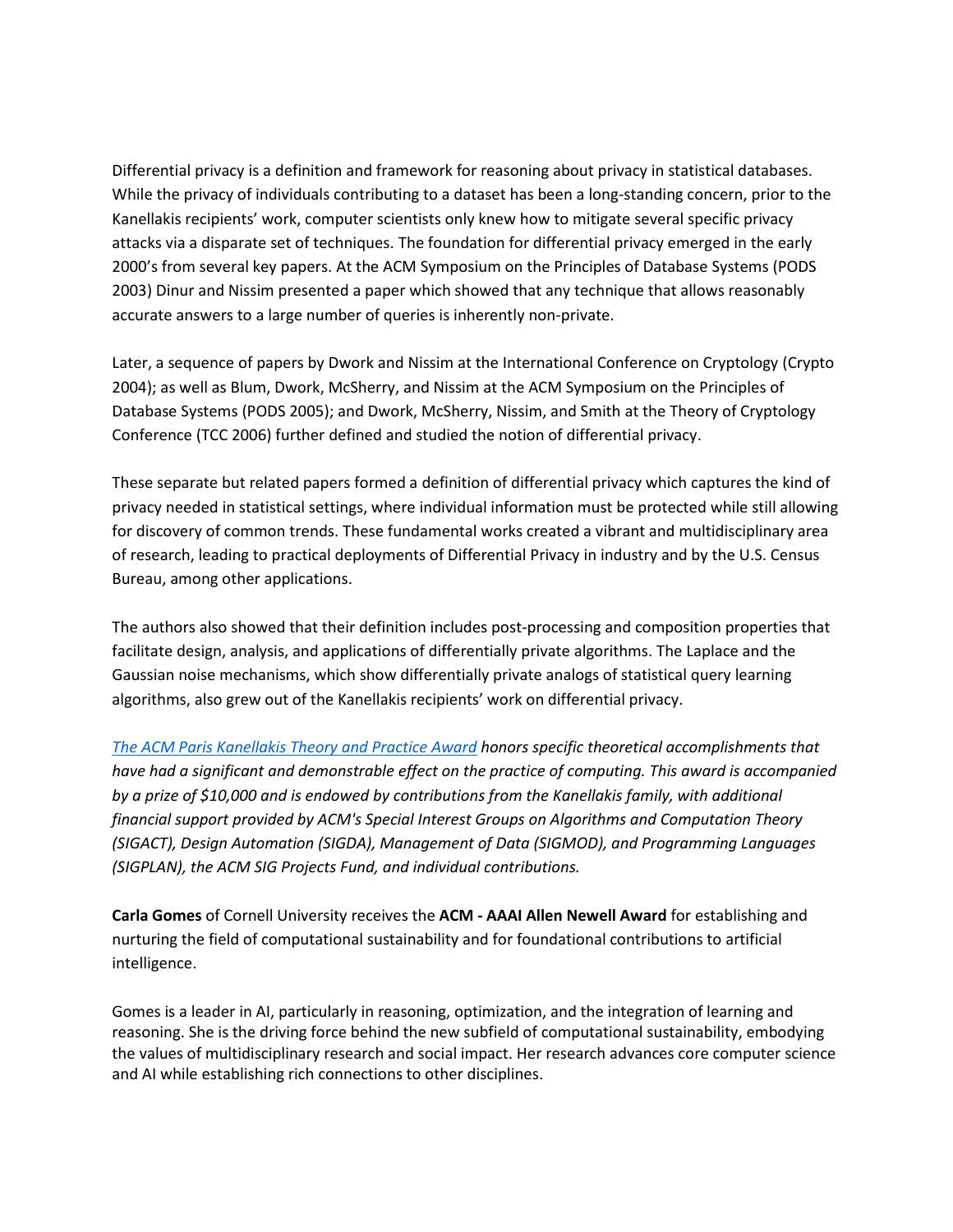Differential privacy is a definition and framework for reasoning about privacy in statistical databases. While the privacy of individuals contributing to a dataset has been a long-standing concern, prior to the Kanellakis recipients' work, computer scientists only knew how to mitigate several specific privacy attacks via a disparate set of techniques. The foundation for differential privacy emerged in the early 2000's from several key papers. At the ACM Symposium on the Principles of Database Systems (PODS 2003) Dinur and Nissim presented a paper which showed that any technique that allows reasonably accurate answers to a large number of queries is inherently non-private.

Later, a sequence of papers by Dwork and Nissim at the International Conference on Cryptology (Crypto 2004); as well as Blum, Dwork, McSherry, and Nissim at the ACM Symposium on the Principles of Database Systems (PODS 2005); and Dwork, McSherry, Nissim, and Smith at the Theory of Cryptology Conference (TCC 2006) further defined and studied the notion of differential privacy.

These separate but related papers formed a definition of differential privacy which captures the kind of privacy needed in statistical settings, where individual information must be protected while still allowing for discovery of common trends. These fundamental works created a vibrant and multidisciplinary area of research, leading to practical deployments of Differential Privacy in industry and by the U.S. Census Bureau, among other applications.

The authors also showed that their definition includes post-processing and composition properties that facilitate design, analysis, and applications of differentially private algorithms. The Laplace and the Gaussian noise mechanisms, which show differentially private analogs of statistical query learning algorithms, also grew out of the Kanellakis recipients' work on differential privacy.

*The ACM Paris Kanellakis Theory and Practice Award honors specific theoretical accomplishments that have had a significant and demonstrable effect on the practice of computing. This award is accompanied by a prize of $10,000 and is endowed by contributions from the Kanellakis family, with additional financial support provided by ACM's Special Interest Groups on Algorithms and Computation Theory (SIGACT), Design Automation (SIGDA), Management of Data (SIGMOD), and Programming Languages (SIGPLAN), the ACM SIG Projects Fund, and individual contributions.*

**Carla Gomes** of Cornell University receives the **ACM - AAAI Allen Newell Award** for establishing and nurturing the field of computational sustainability and for foundational contributions to artificial intelligence.

Gomes is a leader in AI, particularly in reasoning, optimization, and the integration of learning and reasoning. She is the driving force behind the new subfield of computational sustainability, embodying the values of multidisciplinary research and social impact. Her research advances core computer science and AI while establishing rich connections to other disciplines.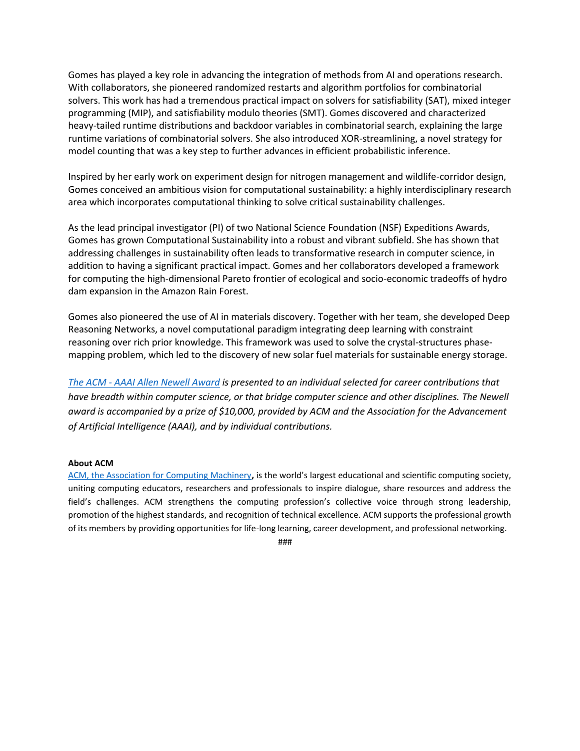Gomes has played a key role in advancing the integration of methods from AI and operations research. With collaborators, she pioneered randomized restarts and algorithm portfolios for combinatorial solvers. This work has had a tremendous practical impact on solvers for satisfiability (SAT), mixed integer programming (MIP), and satisfiability modulo theories (SMT). Gomes discovered and characterized heavy-tailed runtime distributions and backdoor variables in combinatorial search, explaining the large runtime variations of combinatorial solvers. She also introduced XOR-streamlining, a novel strategy for model counting that was a key step to further advances in efficient probabilistic inference.

Inspired by her early work on experiment design for nitrogen management and wildlife-corridor design, Gomes conceived an ambitious vision for computational sustainability: a highly interdisciplinary research area which incorporates computational thinking to solve critical sustainability challenges.

As the lead principal investigator (PI) of two National Science Foundation (NSF) Expeditions Awards, Gomes has grown Computational Sustainability into a robust and vibrant subfield. She has shown that addressing challenges in sustainability often leads to transformative research in computer science, in addition to having a significant practical impact. Gomes and her collaborators developed a framework for computing the high-dimensional Pareto frontier of ecological and socio-economic tradeoffs of hydro dam expansion in the Amazon Rain Forest.

Gomes also pioneered the use of AI in materials discovery. Together with her team, she developed Deep Reasoning Networks, a novel computational paradigm integrating deep learning with constraint reasoning over rich prior knowledge. This framework was used to solve the crystal-structures phase-mapping problem, which led to the discovery of new solar fuel materials for sustainable energy storage.

*The ACM - AAAI Allen Newell Award is presented to an individual selected for career contributions that have breadth within computer science, or that bridge computer science and other disciplines. The Newell award is accompanied by a prize of $10,000, provided by ACM and the Association for the Advancement of Artificial Intelligence (AAAI), and by individual contributions.*

**About ACM**

ACM, the Association for Computing Machinery**,** is the world's largest educational and scientific computing society, uniting computing educators, researchers and professionals to inspire dialogue, share resources and address the field's challenges. ACM strengthens the computing profession's collective voice through strong leadership, promotion of the highest standards, and recognition of technical excellence. ACM supports the professional growth of its members by providing opportunities for life-long learning, career development, and professional networking.

###